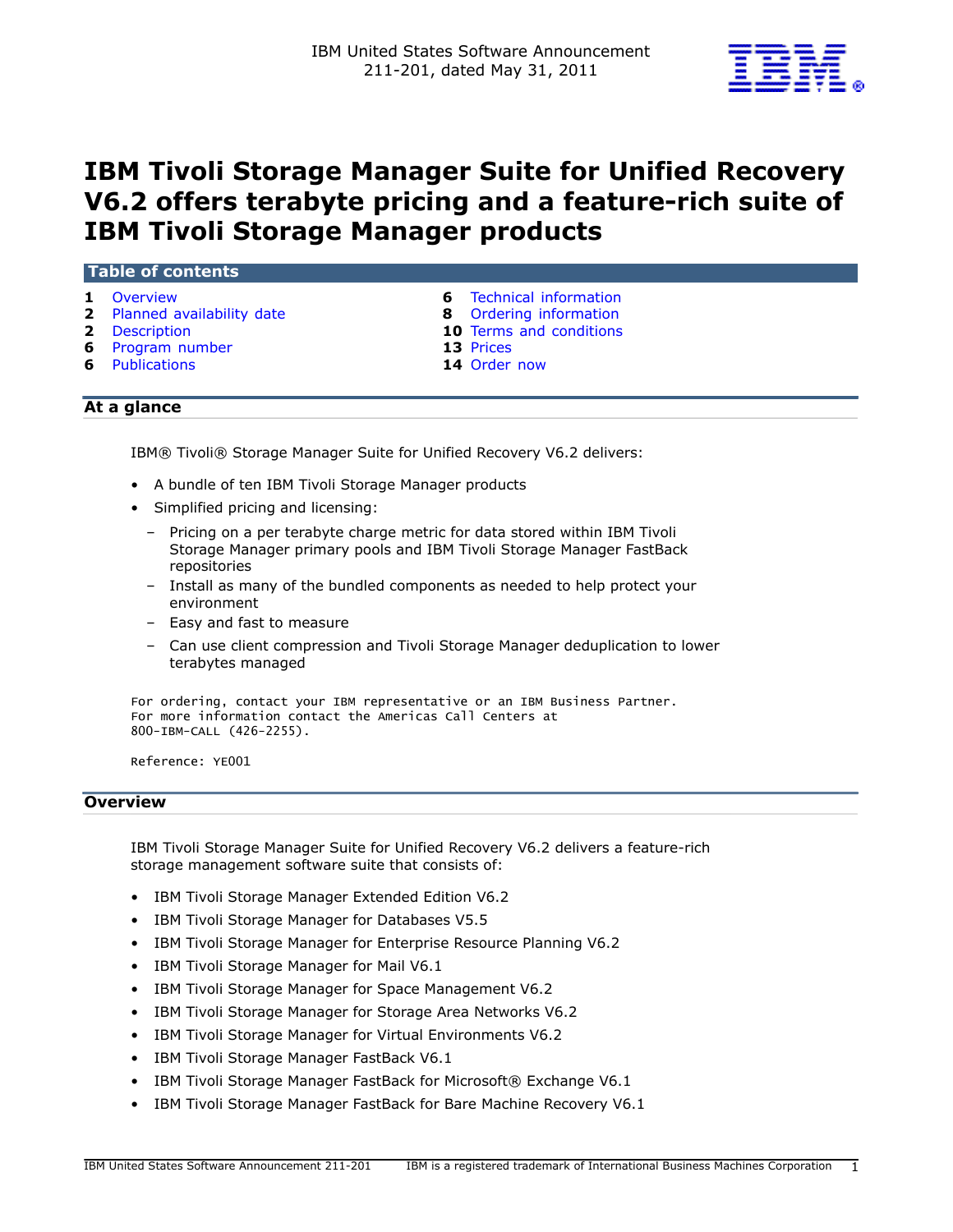IBM United States Software Announcement
211-201, dated May 31, 2011

# IBM Tivoli Storage Manager Suite for Unified Recovery V6.2 offers terabyte pricing and a feature-rich suite of IBM Tivoli Storage Manager products

## Table of contents

| | | | |
|---|---|---|---|
| 1 | Overview | 6 | Technical information |
| 2 | Planned availability date | 8 | Ordering information |
| 2 | Description | 10 | Terms and conditions |
| 6 | Program number | 13 | Prices |
| 6 | Publications | 14 | Order now |

## At a glance

IBM® Tivoli® Storage Manager Suite for Unified Recovery V6.2 delivers:

- A bundle of ten IBM Tivoli Storage Manager products
- Simplified pricing and licensing:
  - Pricing on a per terabyte charge metric for data stored within IBM Tivoli Storage Manager primary pools and IBM Tivoli Storage Manager FastBack repositories
  - Install as many of the bundled components as needed to help protect your environment
  - Easy and fast to measure
  - Can use client compression and Tivoli Storage Manager deduplication to lower terabytes managed

```
For ordering, contact your IBM representative or an IBM Business Partner.
For more information contact the Americas Call Centers at
800-IBM-CALL (426-2255).

Reference: YE001
```

## Overview

IBM Tivoli Storage Manager Suite for Unified Recovery V6.2 delivers a feature-rich storage management software suite that consists of:

- IBM Tivoli Storage Manager Extended Edition V6.2
- IBM Tivoli Storage Manager for Databases V5.5
- IBM Tivoli Storage Manager for Enterprise Resource Planning V6.2
- IBM Tivoli Storage Manager for Mail V6.1
- IBM Tivoli Storage Manager for Space Management V6.2
- IBM Tivoli Storage Manager for Storage Area Networks V6.2
- IBM Tivoli Storage Manager for Virtual Environments V6.2
- IBM Tivoli Storage Manager FastBack V6.1
- IBM Tivoli Storage Manager FastBack for Microsoft® Exchange V6.1
- IBM Tivoli Storage Manager FastBack for Bare Machine Recovery V6.1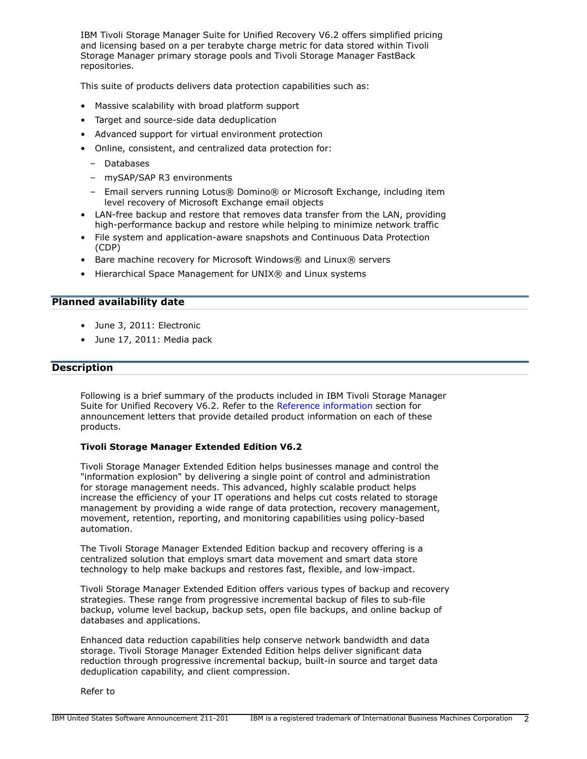IBM Tivoli Storage Manager Suite for Unified Recovery V6.2 offers simplified pricing and licensing based on a per terabyte charge metric for data stored within Tivoli Storage Manager primary storage pools and Tivoli Storage Manager FastBack repositories.

This suite of products delivers data protection capabilities such as:

- Massive scalability with broad platform support
- Target and source-side data deduplication
- Advanced support for virtual environment protection
- Online, consistent, and centralized data protection for:
  - Databases
  - mySAP/SAP R3 environments
  - Email servers running Lotus® Domino® or Microsoft Exchange, including item level recovery of Microsoft Exchange email objects
- LAN-free backup and restore that removes data transfer from the LAN, providing high-performance backup and restore while helping to minimize network traffic
- File system and application-aware snapshots and Continuous Data Protection (CDP)
- Bare machine recovery for Microsoft Windows® and Linux® servers
- Hierarchical Space Management for UNIX® and Linux systems

## Planned availability date

- June 3, 2011: Electronic
- June 17, 2011: Media pack

## Description

Following is a brief summary of the products included in IBM Tivoli Storage Manager Suite for Unified Recovery V6.2. Refer to the Reference information section for announcement letters that provide detailed product information on each of these products.

**Tivoli Storage Manager Extended Edition V6.2**

Tivoli Storage Manager Extended Edition helps businesses manage and control the "information explosion" by delivering a single point of control and administration for storage management needs. This advanced, highly scalable product helps increase the efficiency of your IT operations and helps cut costs related to storage management by providing a wide range of data protection, recovery management, movement, retention, reporting, and monitoring capabilities using policy-based automation.

The Tivoli Storage Manager Extended Edition backup and recovery offering is a centralized solution that employs smart data movement and smart data store technology to help make backups and restores fast, flexible, and low-impact.

Tivoli Storage Manager Extended Edition offers various types of backup and recovery strategies. These range from progressive incremental backup of files to sub-file backup, volume level backup, backup sets, open file backups, and online backup of databases and applications.

Enhanced data reduction capabilities help conserve network bandwidth and data storage. Tivoli Storage Manager Extended Edition helps deliver significant data reduction through progressive incremental backup, built-in source and target data deduplication capability, and client compression.

Refer to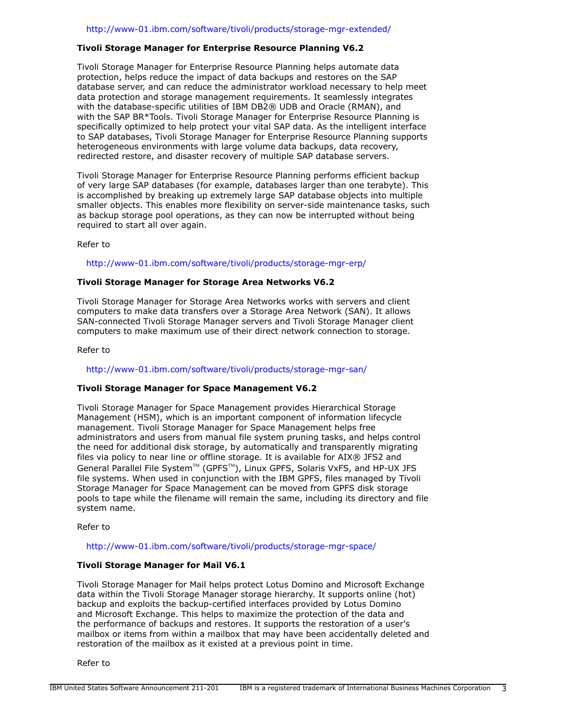http://www-01.ibm.com/software/tivoli/products/storage-mgr-extended/

**Tivoli Storage Manager for Enterprise Resource Planning V6.2**

Tivoli Storage Manager for Enterprise Resource Planning helps automate data protection, helps reduce the impact of data backups and restores on the SAP database server, and can reduce the administrator workload necessary to help meet data protection and storage management requirements. It seamlessly integrates with the database-specific utilities of IBM DB2® UDB and Oracle (RMAN), and with the SAP BR*Tools. Tivoli Storage Manager for Enterprise Resource Planning is specifically optimized to help protect your vital SAP data. As the intelligent interface to SAP databases, Tivoli Storage Manager for Enterprise Resource Planning supports heterogeneous environments with large volume data backups, data recovery, redirected restore, and disaster recovery of multiple SAP database servers.

Tivoli Storage Manager for Enterprise Resource Planning performs efficient backup of very large SAP databases (for example, databases larger than one terabyte). This is accomplished by breaking up extremely large SAP database objects into multiple smaller objects. This enables more flexibility on server-side maintenance tasks, such as backup storage pool operations, as they can now be interrupted without being required to start all over again.

Refer to

http://www-01.ibm.com/software/tivoli/products/storage-mgr-erp/

**Tivoli Storage Manager for Storage Area Networks V6.2**

Tivoli Storage Manager for Storage Area Networks works with servers and client computers to make data transfers over a Storage Area Network (SAN). It allows SAN-connected Tivoli Storage Manager servers and Tivoli Storage Manager client computers to make maximum use of their direct network connection to storage.

Refer to

http://www-01.ibm.com/software/tivoli/products/storage-mgr-san/

**Tivoli Storage Manager for Space Management V6.2**

Tivoli Storage Manager for Space Management provides Hierarchical Storage Management (HSM), which is an important component of information lifecycle management. Tivoli Storage Manager for Space Management helps free administrators and users from manual file system pruning tasks, and helps control the need for additional disk storage, by automatically and transparently migrating files via policy to near line or offline storage. It is available for AIX® JFS2 and General Parallel File System™ (GPFS™), Linux GPFS, Solaris VxFS, and HP-UX JFS file systems. When used in conjunction with the IBM GPFS, files managed by Tivoli Storage Manager for Space Management can be moved from GPFS disk storage pools to tape while the filename will remain the same, including its directory and file system name.

Refer to

http://www-01.ibm.com/software/tivoli/products/storage-mgr-space/

**Tivoli Storage Manager for Mail V6.1**

Tivoli Storage Manager for Mail helps protect Lotus Domino and Microsoft Exchange data within the Tivoli Storage Manager storage hierarchy. It supports online (hot) backup and exploits the backup-certified interfaces provided by Lotus Domino and Microsoft Exchange. This helps to maximize the protection of the data and the performance of backups and restores. It supports the restoration of a user's mailbox or items from within a mailbox that may have been accidentally deleted and restoration of the mailbox as it existed at a previous point in time.

Refer to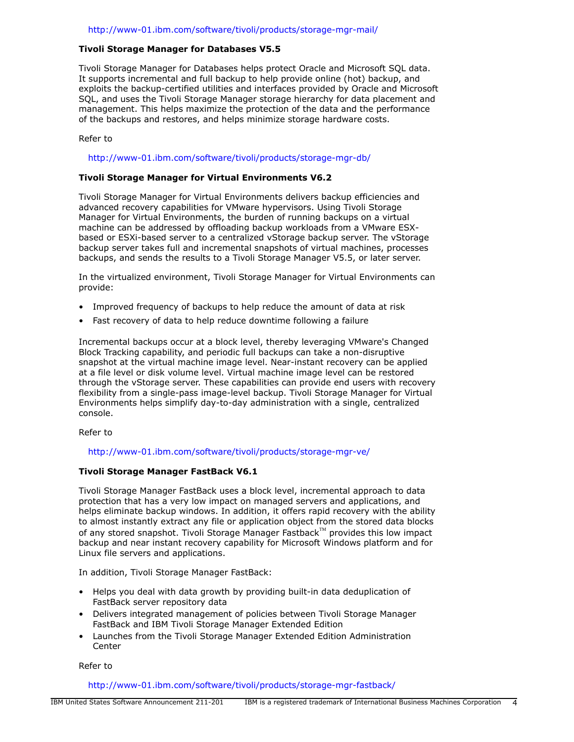http://www-01.ibm.com/software/tivoli/products/storage-mgr-mail/

**Tivoli Storage Manager for Databases V5.5**

Tivoli Storage Manager for Databases helps protect Oracle and Microsoft SQL data. It supports incremental and full backup to help provide online (hot) backup, and exploits the backup-certified utilities and interfaces provided by Oracle and Microsoft SQL, and uses the Tivoli Storage Manager storage hierarchy for data placement and management. This helps maximize the protection of the data and the performance of the backups and restores, and helps minimize storage hardware costs.

Refer to

http://www-01.ibm.com/software/tivoli/products/storage-mgr-db/

**Tivoli Storage Manager for Virtual Environments V6.2**

Tivoli Storage Manager for Virtual Environments delivers backup efficiencies and advanced recovery capabilities for VMware hypervisors. Using Tivoli Storage Manager for Virtual Environments, the burden of running backups on a virtual machine can be addressed by offloading backup workloads from a VMware ESX-based or ESXi-based server to a centralized vStorage backup server. The vStorage backup server takes full and incremental snapshots of virtual machines, processes backups, and sends the results to a Tivoli Storage Manager V5.5, or later server.

In the virtualized environment, Tivoli Storage Manager for Virtual Environments can provide:

- Improved frequency of backups to help reduce the amount of data at risk
- Fast recovery of data to help reduce downtime following a failure

Incremental backups occur at a block level, thereby leveraging VMware's Changed Block Tracking capability, and periodic full backups can take a non-disruptive snapshot at the virtual machine image level. Near-instant recovery can be applied at a file level or disk volume level. Virtual machine image level can be restored through the vStorage server. These capabilities can provide end users with recovery flexibility from a single-pass image-level backup. Tivoli Storage Manager for Virtual Environments helps simplify day-to-day administration with a single, centralized console.

Refer to

http://www-01.ibm.com/software/tivoli/products/storage-mgr-ve/

**Tivoli Storage Manager FastBack V6.1**

Tivoli Storage Manager FastBack uses a block level, incremental approach to data protection that has a very low impact on managed servers and applications, and helps eliminate backup windows. In addition, it offers rapid recovery with the ability to almost instantly extract any file or application object from the stored data blocks of any stored snapshot. Tivoli Storage Manager Fastback™ provides this low impact backup and near instant recovery capability for Microsoft Windows platform and for Linux file servers and applications.

In addition, Tivoli Storage Manager FastBack:

- Helps you deal with data growth by providing built-in data deduplication of FastBack server repository data
- Delivers integrated management of policies between Tivoli Storage Manager FastBack and IBM Tivoli Storage Manager Extended Edition
- Launches from the Tivoli Storage Manager Extended Edition Administration Center

Refer to

http://www-01.ibm.com/software/tivoli/products/storage-mgr-fastback/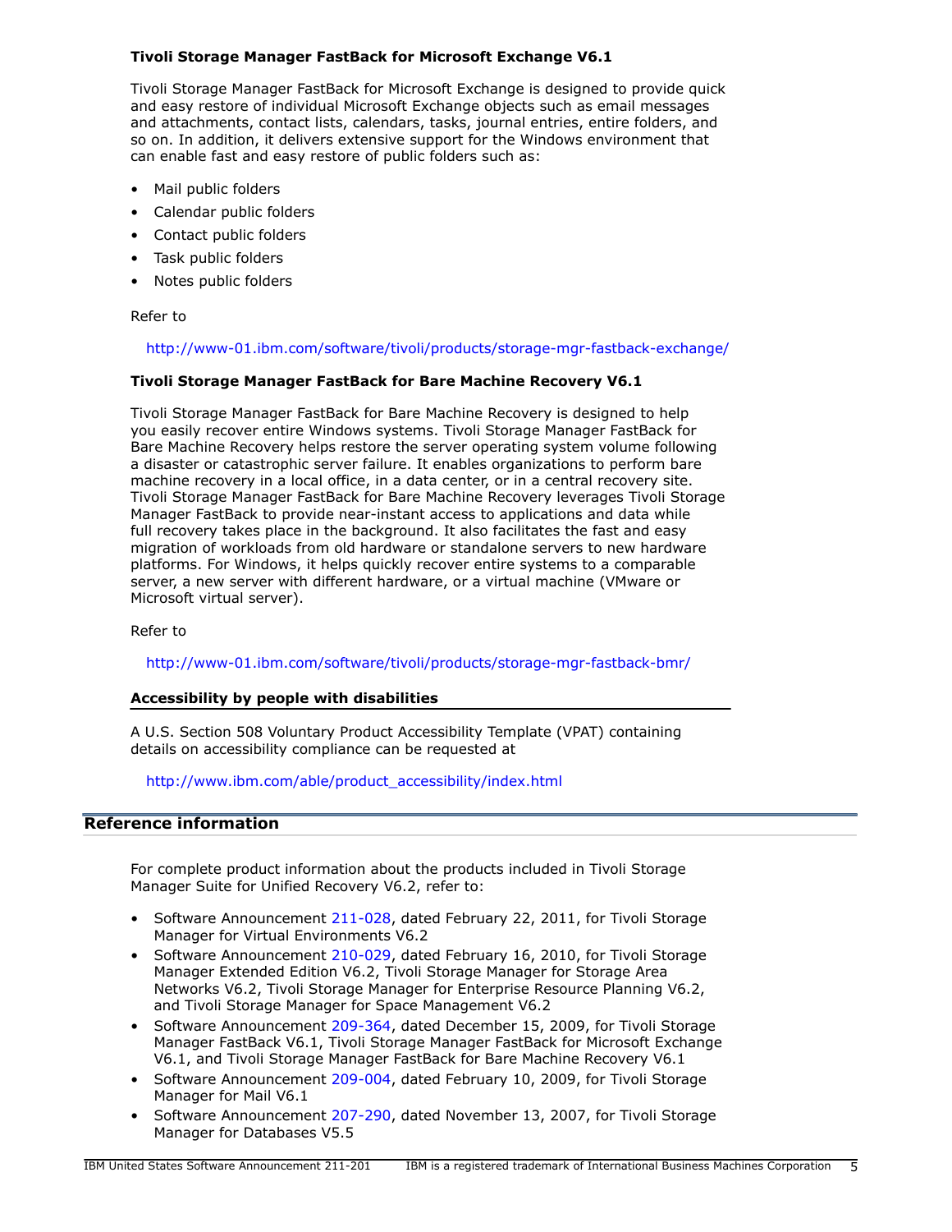### Tivoli Storage Manager FastBack for Microsoft Exchange V6.1

Tivoli Storage Manager FastBack for Microsoft Exchange is designed to provide quick and easy restore of individual Microsoft Exchange objects such as email messages and attachments, contact lists, calendars, tasks, journal entries, entire folders, and so on. In addition, it delivers extensive support for the Windows environment that can enable fast and easy restore of public folders such as:

- Mail public folders
- Calendar public folders
- Contact public folders
- Task public folders
- Notes public folders

Refer to

http://www-01.ibm.com/software/tivoli/products/storage-mgr-fastback-exchange/

### Tivoli Storage Manager FastBack for Bare Machine Recovery V6.1

Tivoli Storage Manager FastBack for Bare Machine Recovery is designed to help you easily recover entire Windows systems. Tivoli Storage Manager FastBack for Bare Machine Recovery helps restore the server operating system volume following a disaster or catastrophic server failure. It enables organizations to perform bare machine recovery in a local office, in a data center, or in a central recovery site. Tivoli Storage Manager FastBack for Bare Machine Recovery leverages Tivoli Storage Manager FastBack to provide near-instant access to applications and data while full recovery takes place in the background. It also facilitates the fast and easy migration of workloads from old hardware or standalone servers to new hardware platforms. For Windows, it helps quickly recover entire systems to a comparable server, a new server with different hardware, or a virtual machine (VMware or Microsoft virtual server).

Refer to

http://www-01.ibm.com/software/tivoli/products/storage-mgr-fastback-bmr/

### Accessibility by people with disabilities

A U.S. Section 508 Voluntary Product Accessibility Template (VPAT) containing details on accessibility compliance can be requested at

http://www.ibm.com/able/product_accessibility/index.html

## Reference information

For complete product information about the products included in Tivoli Storage Manager Suite for Unified Recovery V6.2, refer to:

- Software Announcement 211-028, dated February 22, 2011, for Tivoli Storage Manager for Virtual Environments V6.2
- Software Announcement 210-029, dated February 16, 2010, for Tivoli Storage Manager Extended Edition V6.2, Tivoli Storage Manager for Storage Area Networks V6.2, Tivoli Storage Manager for Enterprise Resource Planning V6.2, and Tivoli Storage Manager for Space Management V6.2
- Software Announcement 209-364, dated December 15, 2009, for Tivoli Storage Manager FastBack V6.1, Tivoli Storage Manager FastBack for Microsoft Exchange V6.1, and Tivoli Storage Manager FastBack for Bare Machine Recovery V6.1
- Software Announcement 209-004, dated February 10, 2009, for Tivoli Storage Manager for Mail V6.1
- Software Announcement 207-290, dated November 13, 2007, for Tivoli Storage Manager for Databases V5.5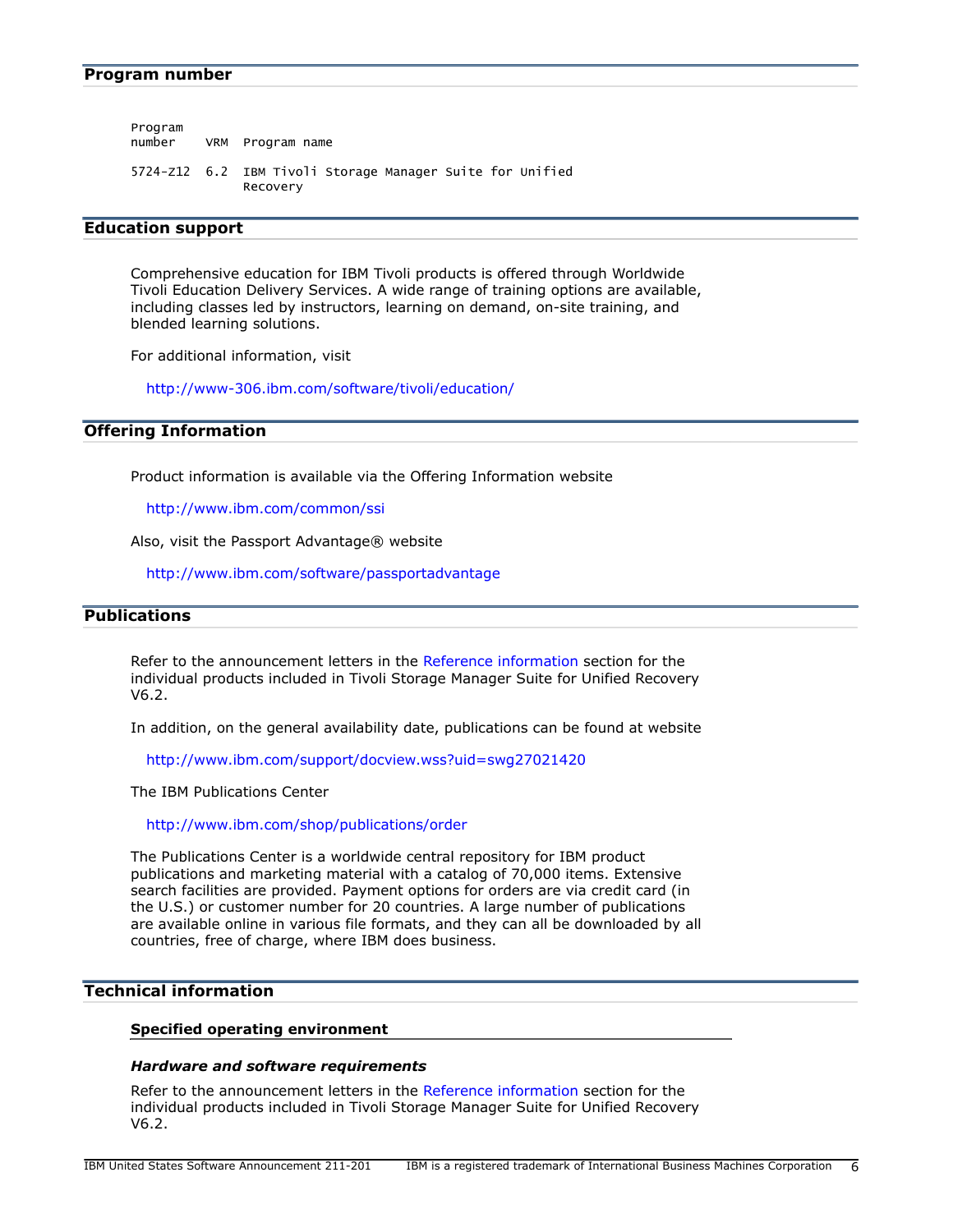## Program number

```
Program
number    VRM  Program name

5724-Z12  6.2  IBM Tivoli Storage Manager Suite for Unified
               Recovery
```

## Education support

Comprehensive education for IBM Tivoli products is offered through Worldwide Tivoli Education Delivery Services. A wide range of training options are available, including classes led by instructors, learning on demand, on-site training, and blended learning solutions.

For additional information, visit

http://www-306.ibm.com/software/tivoli/education/

## Offering Information

Product information is available via the Offering Information website

http://www.ibm.com/common/ssi

Also, visit the Passport Advantage® website

http://www.ibm.com/software/passportadvantage

## Publications

Refer to the announcement letters in the Reference information section for the individual products included in Tivoli Storage Manager Suite for Unified Recovery V6.2.

In addition, on the general availability date, publications can be found at website

http://www.ibm.com/support/docview.wss?uid=swg27021420

The IBM Publications Center

http://www.ibm.com/shop/publications/order

The Publications Center is a worldwide central repository for IBM product publications and marketing material with a catalog of 70,000 items. Extensive search facilities are provided. Payment options for orders are via credit card (in the U.S.) or customer number for 20 countries. A large number of publications are available online in various file formats, and they can all be downloaded by all countries, free of charge, where IBM does business.

## Technical information

### Specified operating environment

#### *Hardware and software requirements*

Refer to the announcement letters in the Reference information section for the individual products included in Tivoli Storage Manager Suite for Unified Recovery V6.2.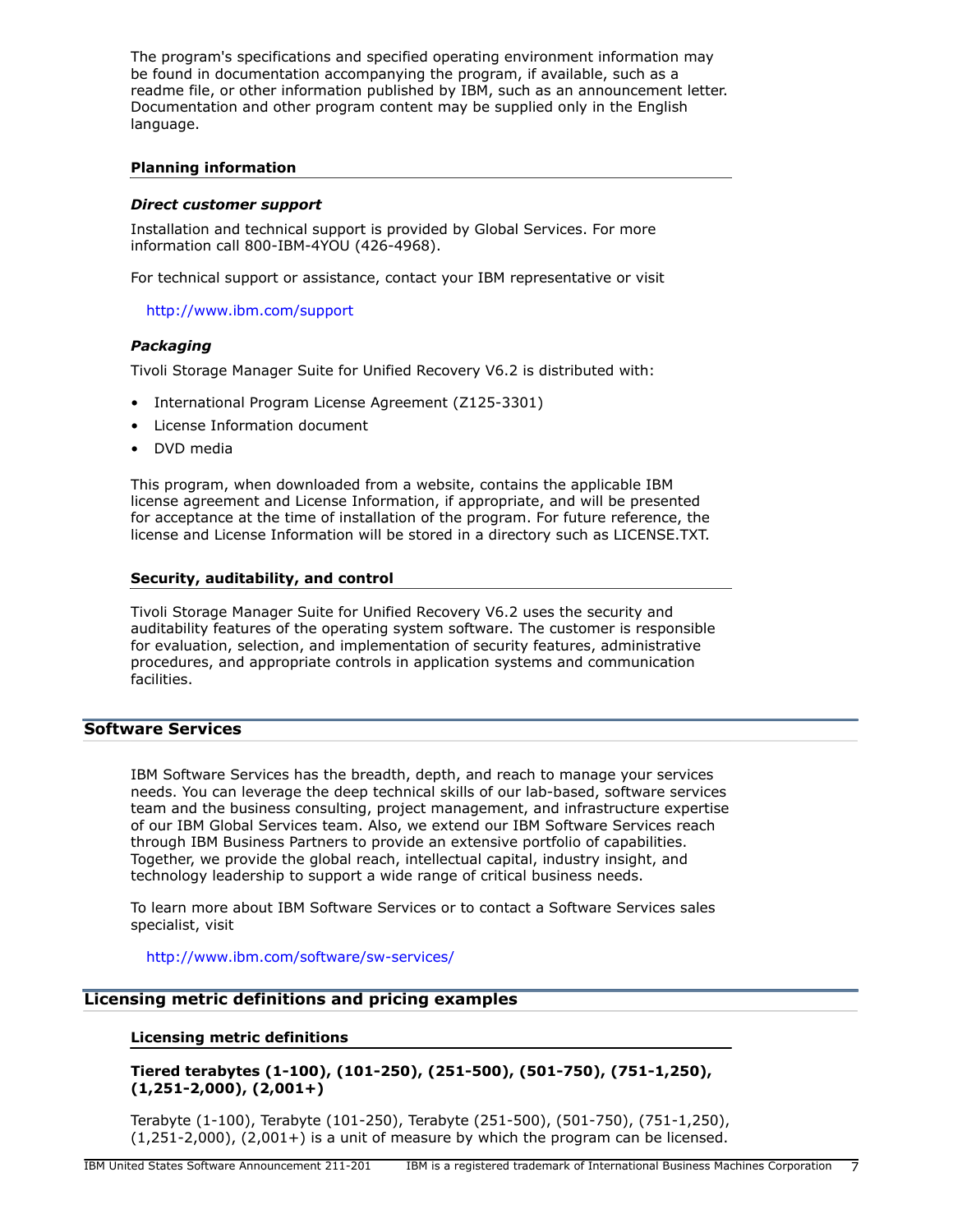The program's specifications and specified operating environment information may be found in documentation accompanying the program, if available, such as a readme file, or other information published by IBM, such as an announcement letter. Documentation and other program content may be supplied only in the English language.

### Planning information

#### *Direct customer support*

Installation and technical support is provided by Global Services. For more information call 800-IBM-4YOU (426-4968).

For technical support or assistance, contact your IBM representative or visit

http://www.ibm.com/support

#### *Packaging*

Tivoli Storage Manager Suite for Unified Recovery V6.2 is distributed with:

- International Program License Agreement (Z125-3301)
- License Information document
- DVD media

This program, when downloaded from a website, contains the applicable IBM license agreement and License Information, if appropriate, and will be presented for acceptance at the time of installation of the program. For future reference, the license and License Information will be stored in a directory such as LICENSE.TXT.

### Security, auditability, and control

Tivoli Storage Manager Suite for Unified Recovery V6.2 uses the security and auditability features of the operating system software. The customer is responsible for evaluation, selection, and implementation of security features, administrative procedures, and appropriate controls in application systems and communication facilities.

## Software Services

IBM Software Services has the breadth, depth, and reach to manage your services needs. You can leverage the deep technical skills of our lab-based, software services team and the business consulting, project management, and infrastructure expertise of our IBM Global Services team. Also, we extend our IBM Software Services reach through IBM Business Partners to provide an extensive portfolio of capabilities. Together, we provide the global reach, intellectual capital, industry insight, and technology leadership to support a wide range of critical business needs.

To learn more about IBM Software Services or to contact a Software Services sales specialist, visit

http://www.ibm.com/software/sw-services/

## Licensing metric definitions and pricing examples

### Licensing metric definitions

#### Tiered terabytes (1-100), (101-250), (251-500), (501-750), (751-1,250), (1,251-2,000), (2,001+)

Terabyte (1-100), Terabyte (101-250), Terabyte (251-500), (501-750), (751-1,250), (1,251-2,000), (2,001+) is a unit of measure by which the program can be licensed.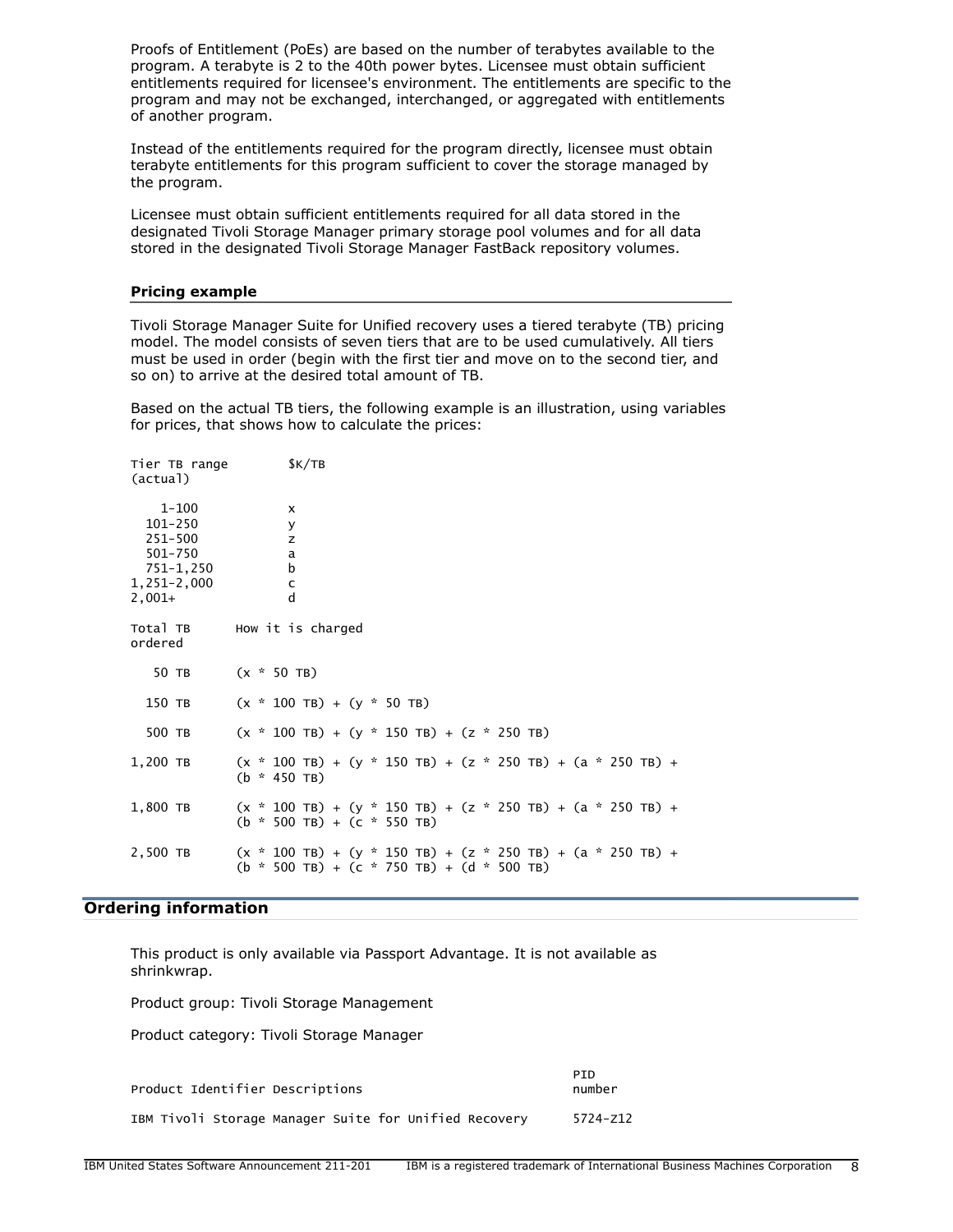Proofs of Entitlement (PoEs) are based on the number of terabytes available to the program. A terabyte is 2 to the 40th power bytes. Licensee must obtain sufficient entitlements required for licensee's environment. The entitlements are specific to the program and may not be exchanged, interchanged, or aggregated with entitlements of another program.

Instead of the entitlements required for the program directly, licensee must obtain terabyte entitlements for this program sufficient to cover the storage managed by the program.

Licensee must obtain sufficient entitlements required for all data stored in the designated Tivoli Storage Manager primary storage pool volumes and for all data stored in the designated Tivoli Storage Manager FastBack repository volumes.

### Pricing example

Tivoli Storage Manager Suite for Unified recovery uses a tiered terabyte (TB) pricing model. The model consists of seven tiers that are to be used cumulatively. All tiers must be used in order (begin with the first tier and move on to the second tier, and so on) to arrive at the desired total amount of TB.

Based on the actual TB tiers, the following example is an illustration, using variables for prices, that shows how to calculate the prices:

```
Tier TB range        $K/TB
(actual)

   1-100             x
  101-250            y
  251-500            z
  501-750            a
  751-1,250          b
1,251-2,000          c
2,001+               d

Total TB     How it is charged
ordered

   50 TB     (x * 50 TB)

  150 TB     (x * 100 TB) + (y * 50 TB)

  500 TB     (x * 100 TB) + (y * 150 TB) + (z * 250 TB)

1,200 TB     (x * 100 TB) + (y * 150 TB) + (z * 250 TB) + (a * 250 TB) +
             (b * 450 TB)

1,800 TB     (x * 100 TB) + (y * 150 TB) + (z * 250 TB) + (a * 250 TB) +
             (b * 500 TB) + (c * 550 TB)

2,500 TB     (x * 100 TB) + (y * 150 TB) + (z * 250 TB) + (a * 250 TB) +
             (b * 500 TB) + (c * 750 TB) + (d * 500 TB)
```

## Ordering information

This product is only available via Passport Advantage. It is not available as shrinkwrap.

Product group: Tivoli Storage Management

Product category: Tivoli Storage Manager

| Product Identifier Descriptions | PID number |
|---|---|
| IBM Tivoli Storage Manager Suite for Unified Recovery | 5724-Z12 |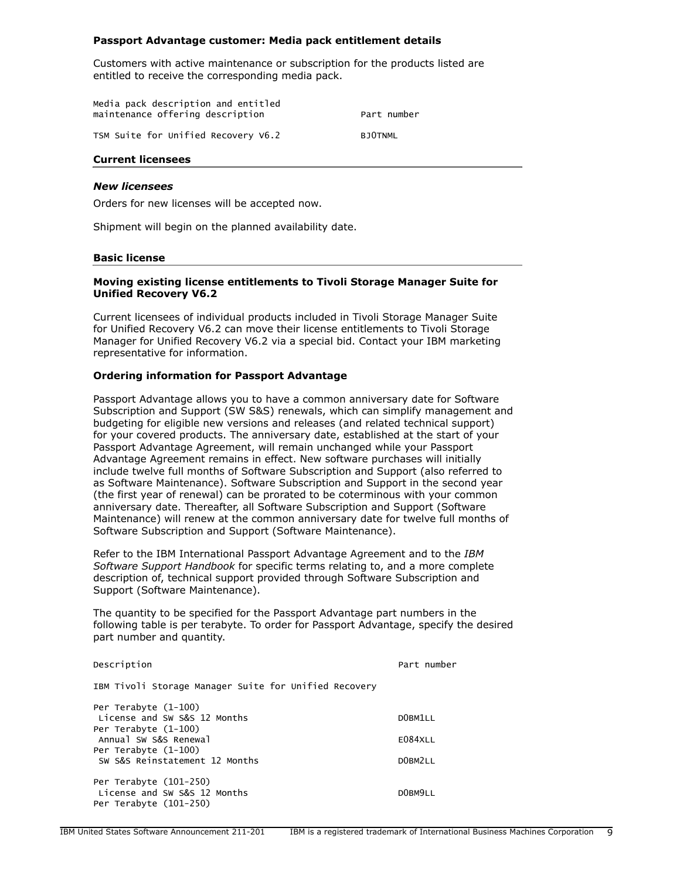**Passport Advantage customer: Media pack entitlement details**

Customers with active maintenance or subscription for the products listed are entitled to receive the corresponding media pack.

| Media pack description and entitled maintenance offering description | Part number |
|---|---|
| TSM Suite for Unified Recovery V6.2 | BJ0TNML |

## Current licensees

### *New licensees*

Orders for new licenses will be accepted now.

Shipment will begin on the planned availability date.

## Basic license

**Moving existing license entitlements to Tivoli Storage Manager Suite for Unified Recovery V6.2**

Current licensees of individual products included in Tivoli Storage Manager Suite for Unified Recovery V6.2 can move their license entitlements to Tivoli Storage Manager for Unified Recovery V6.2 via a special bid. Contact your IBM marketing representative for information.

**Ordering information for Passport Advantage**

Passport Advantage allows you to have a common anniversary date for Software Subscription and Support (SW S&S) renewals, which can simplify management and budgeting for eligible new versions and releases (and related technical support) for your covered products. The anniversary date, established at the start of your Passport Advantage Agreement, will remain unchanged while your Passport Advantage Agreement remains in effect. New software purchases will initially include twelve full months of Software Subscription and Support (also referred to as Software Maintenance). Software Subscription and Support in the second year (the first year of renewal) can be prorated to be coterminous with your common anniversary date. Thereafter, all Software Subscription and Support (Software Maintenance) will renew at the common anniversary date for twelve full months of Software Subscription and Support (Software Maintenance).

Refer to the IBM International Passport Advantage Agreement and to the *IBM Software Support Handbook* for specific terms relating to, and a more complete description of, technical support provided through Software Subscription and Support (Software Maintenance).

The quantity to be specified for the Passport Advantage part numbers in the following table is per terabyte. To order for Passport Advantage, specify the desired part number and quantity.

| Description | Part number |
|---|---|
| IBM Tivoli Storage Manager Suite for Unified Recovery | |
| Per Terabyte (1-100) License and SW S&S 12 Months | D0BM1LL |
| Per Terabyte (1-100) Annual SW S&S Renewal | E084XLL |
| Per Terabyte (1-100) SW S&S Reinstatement 12 Months | D0BM2LL |
| Per Terabyte (101-250) License and SW S&S 12 Months | D0BM9LL |
| Per Terabyte (101-250) | |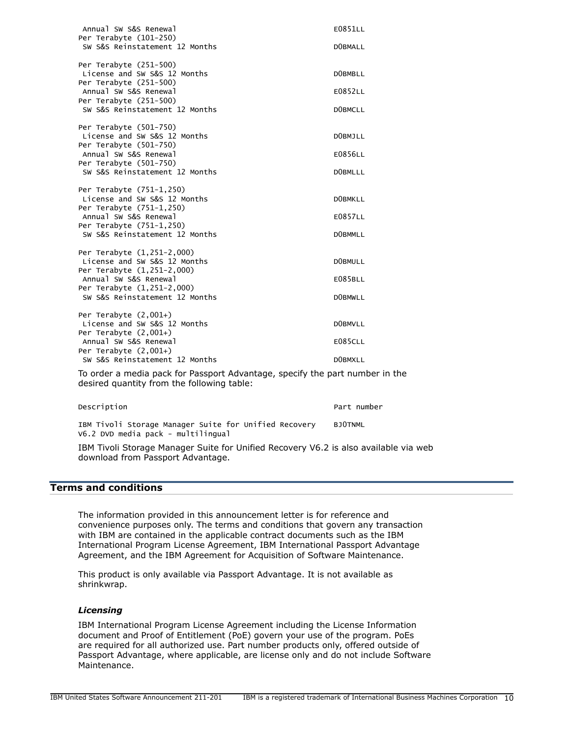| | |
|---|---|
| Annual SW S&S Renewal | E0851LL |
| Per Terabyte (101-250)<br>SW S&S Reinstatement 12 Months | D0BMALL |
| Per Terabyte (251-500)<br>License and SW S&S 12 Months | D0BMBLL |
| Per Terabyte (251-500)<br>Annual SW S&S Renewal | E0852LL |
| Per Terabyte (251-500)<br>SW S&S Reinstatement 12 Months | D0BMCLL |
| Per Terabyte (501-750)<br>License and SW S&S 12 Months | D0BMJLL |
| Per Terabyte (501-750)<br>Annual SW S&S Renewal | E0856LL |
| Per Terabyte (501-750)<br>SW S&S Reinstatement 12 Months | D0BMLLL |
| Per Terabyte (751-1,250)<br>License and SW S&S 12 Months | D0BMKLL |
| Per Terabyte (751-1,250)<br>Annual SW S&S Renewal | E0857LL |
| Per Terabyte (751-1,250)<br>SW S&S Reinstatement 12 Months | D0BMMLL |
| Per Terabyte (1,251-2,000)<br>License and SW S&S 12 Months | D0BMULL |
| Per Terabyte (1,251-2,000)<br>Annual SW S&S Renewal | E085BLL |
| Per Terabyte (1,251-2,000)<br>SW S&S Reinstatement 12 Months | D0BMWLL |
| Per Terabyte (2,001+)<br>License and SW S&S 12 Months | D0BMVLL |
| Per Terabyte (2,001+)<br>Annual SW S&S Renewal | E085CLL |
| Per Terabyte (2,001+)<br>SW S&S Reinstatement 12 Months | D0BMXLL |

To order a media pack for Passport Advantage, specify the part number in the desired quantity from the following table:

| Description | Part number |
|---|---|
| IBM Tivoli Storage Manager Suite for Unified Recovery V6.2 DVD media pack - multilingual | BJ0TNML |

IBM Tivoli Storage Manager Suite for Unified Recovery V6.2 is also available via web download from Passport Advantage.

## Terms and conditions

The information provided in this announcement letter is for reference and convenience purposes only. The terms and conditions that govern any transaction with IBM are contained in the applicable contract documents such as the IBM International Program License Agreement, IBM International Passport Advantage Agreement, and the IBM Agreement for Acquisition of Software Maintenance.

This product is only available via Passport Advantage. It is not available as shrinkwrap.

### *Licensing*

IBM International Program License Agreement including the License Information document and Proof of Entitlement (PoE) govern your use of the program. PoEs are required for all authorized use. Part number products only, offered outside of Passport Advantage, where applicable, are license only and do not include Software Maintenance.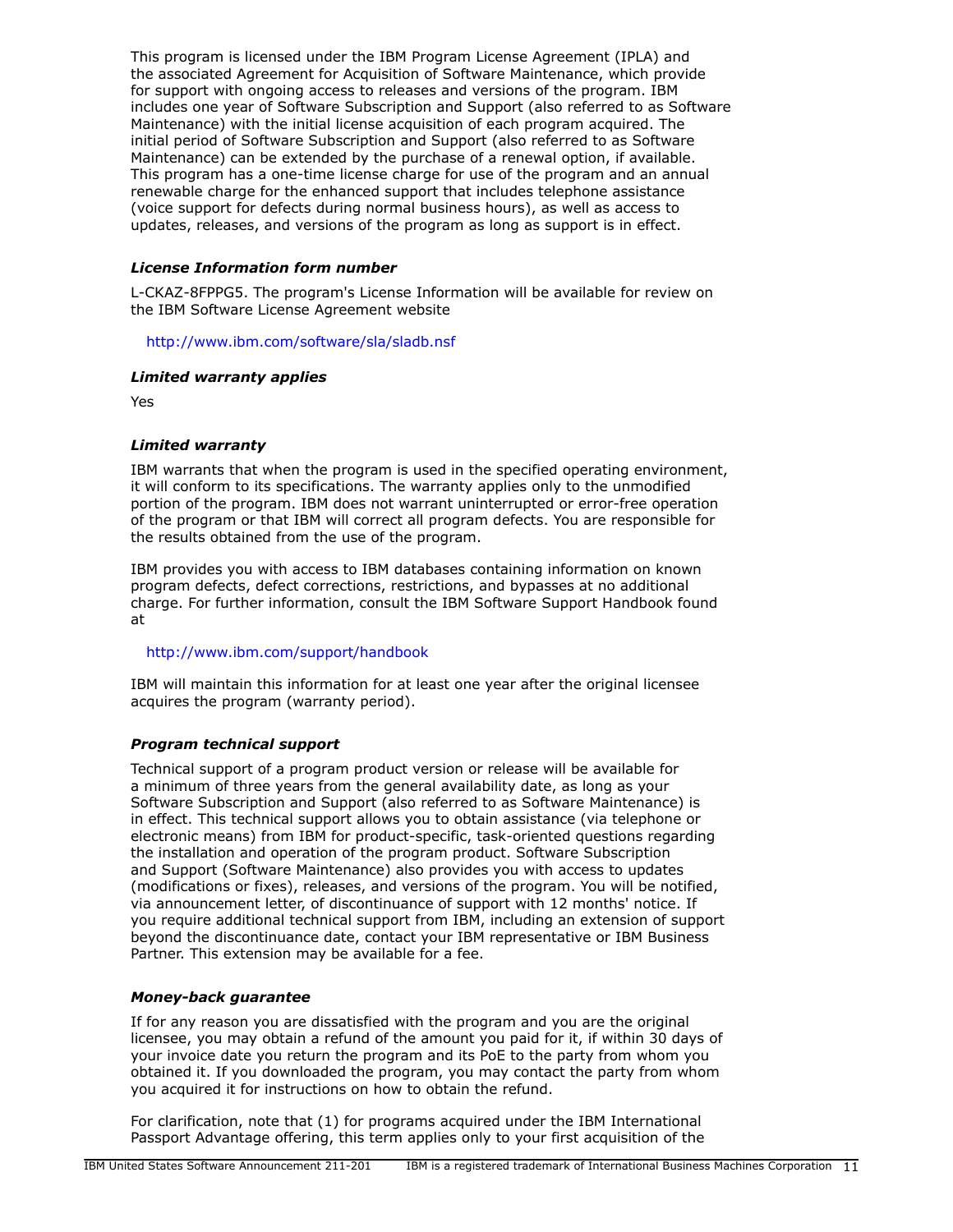This program is licensed under the IBM Program License Agreement (IPLA) and the associated Agreement for Acquisition of Software Maintenance, which provide for support with ongoing access to releases and versions of the program. IBM includes one year of Software Subscription and Support (also referred to as Software Maintenance) with the initial license acquisition of each program acquired. The initial period of Software Subscription and Support (also referred to as Software Maintenance) can be extended by the purchase of a renewal option, if available. This program has a one-time license charge for use of the program and an annual renewable charge for the enhanced support that includes telephone assistance (voice support for defects during normal business hours), as well as access to updates, releases, and versions of the program as long as support is in effect.

### *License Information form number*

L-CKAZ-8FPPG5. The program's License Information will be available for review on the IBM Software License Agreement website

http://www.ibm.com/software/sla/sladb.nsf

### *Limited warranty applies*

Yes

### *Limited warranty*

IBM warrants that when the program is used in the specified operating environment, it will conform to its specifications. The warranty applies only to the unmodified portion of the program. IBM does not warrant uninterrupted or error-free operation of the program or that IBM will correct all program defects. You are responsible for the results obtained from the use of the program.

IBM provides you with access to IBM databases containing information on known program defects, defect corrections, restrictions, and bypasses at no additional charge. For further information, consult the IBM Software Support Handbook found at

http://www.ibm.com/support/handbook

IBM will maintain this information for at least one year after the original licensee acquires the program (warranty period).

### *Program technical support*

Technical support of a program product version or release will be available for a minimum of three years from the general availability date, as long as your Software Subscription and Support (also referred to as Software Maintenance) is in effect. This technical support allows you to obtain assistance (via telephone or electronic means) from IBM for product-specific, task-oriented questions regarding the installation and operation of the program product. Software Subscription and Support (Software Maintenance) also provides you with access to updates (modifications or fixes), releases, and versions of the program. You will be notified, via announcement letter, of discontinuance of support with 12 months' notice. If you require additional technical support from IBM, including an extension of support beyond the discontinuance date, contact your IBM representative or IBM Business Partner. This extension may be available for a fee.

### *Money-back guarantee*

If for any reason you are dissatisfied with the program and you are the original licensee, you may obtain a refund of the amount you paid for it, if within 30 days of your invoice date you return the program and its PoE to the party from whom you obtained it. If you downloaded the program, you may contact the party from whom you acquired it for instructions on how to obtain the refund.

For clarification, note that (1) for programs acquired under the IBM International Passport Advantage offering, this term applies only to your first acquisition of the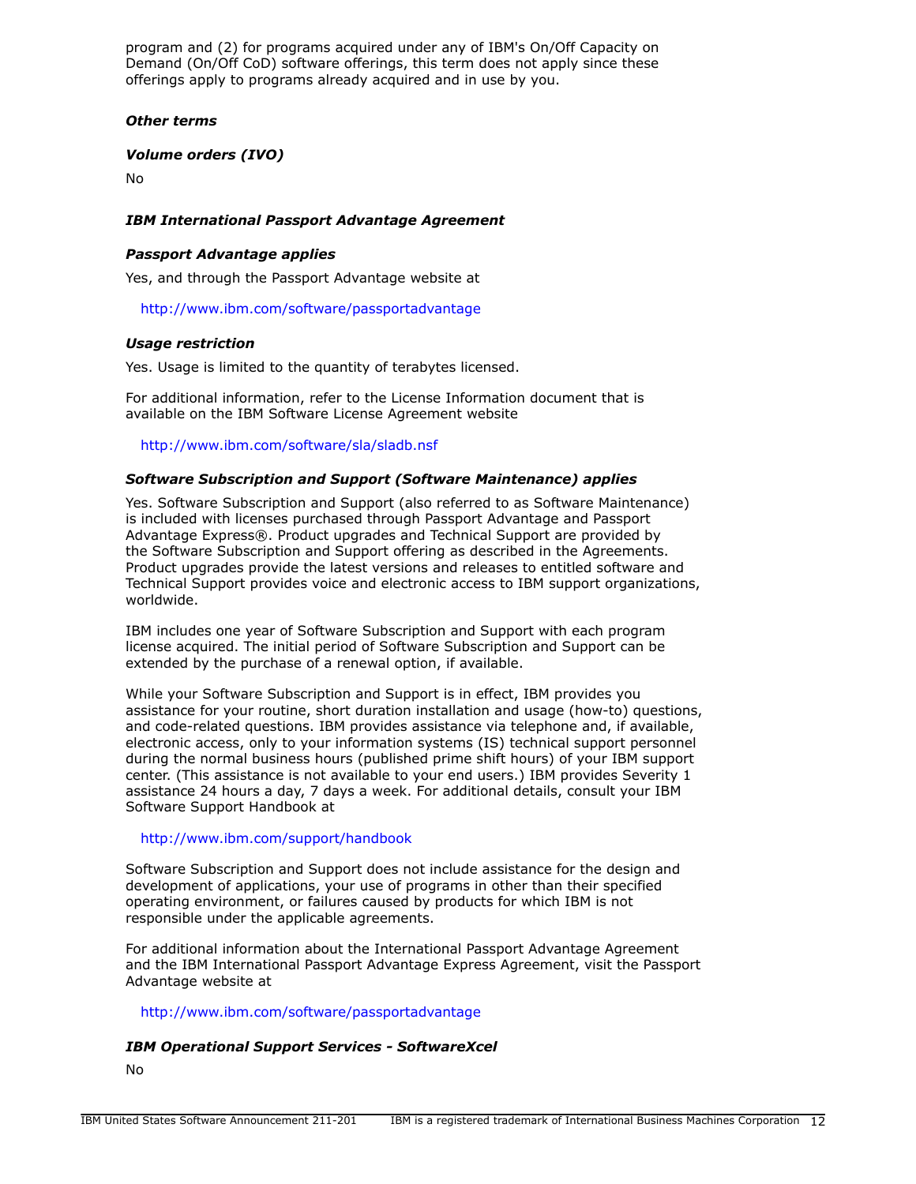program and (2) for programs acquired under any of IBM's On/Off Capacity on Demand (On/Off CoD) software offerings, this term does not apply since these offerings apply to programs already acquired and in use by you.

***Other terms***

***Volume orders (IVO)***

No

***IBM International Passport Advantage Agreement***

***Passport Advantage applies***

Yes, and through the Passport Advantage website at

http://www.ibm.com/software/passportadvantage

***Usage restriction***

Yes. Usage is limited to the quantity of terabytes licensed.

For additional information, refer to the License Information document that is available on the IBM Software License Agreement website

http://www.ibm.com/software/sla/sladb.nsf

***Software Subscription and Support (Software Maintenance) applies***

Yes. Software Subscription and Support (also referred to as Software Maintenance) is included with licenses purchased through Passport Advantage and Passport Advantage Express®. Product upgrades and Technical Support are provided by the Software Subscription and Support offering as described in the Agreements. Product upgrades provide the latest versions and releases to entitled software and Technical Support provides voice and electronic access to IBM support organizations, worldwide.

IBM includes one year of Software Subscription and Support with each program license acquired. The initial period of Software Subscription and Support can be extended by the purchase of a renewal option, if available.

While your Software Subscription and Support is in effect, IBM provides you assistance for your routine, short duration installation and usage (how-to) questions, and code-related questions. IBM provides assistance via telephone and, if available, electronic access, only to your information systems (IS) technical support personnel during the normal business hours (published prime shift hours) of your IBM support center. (This assistance is not available to your end users.) IBM provides Severity 1 assistance 24 hours a day, 7 days a week. For additional details, consult your IBM Software Support Handbook at

http://www.ibm.com/support/handbook

Software Subscription and Support does not include assistance for the design and development of applications, your use of programs in other than their specified operating environment, or failures caused by products for which IBM is not responsible under the applicable agreements.

For additional information about the International Passport Advantage Agreement and the IBM International Passport Advantage Express Agreement, visit the Passport Advantage website at

http://www.ibm.com/software/passportadvantage

***IBM Operational Support Services - SoftwareXcel***

No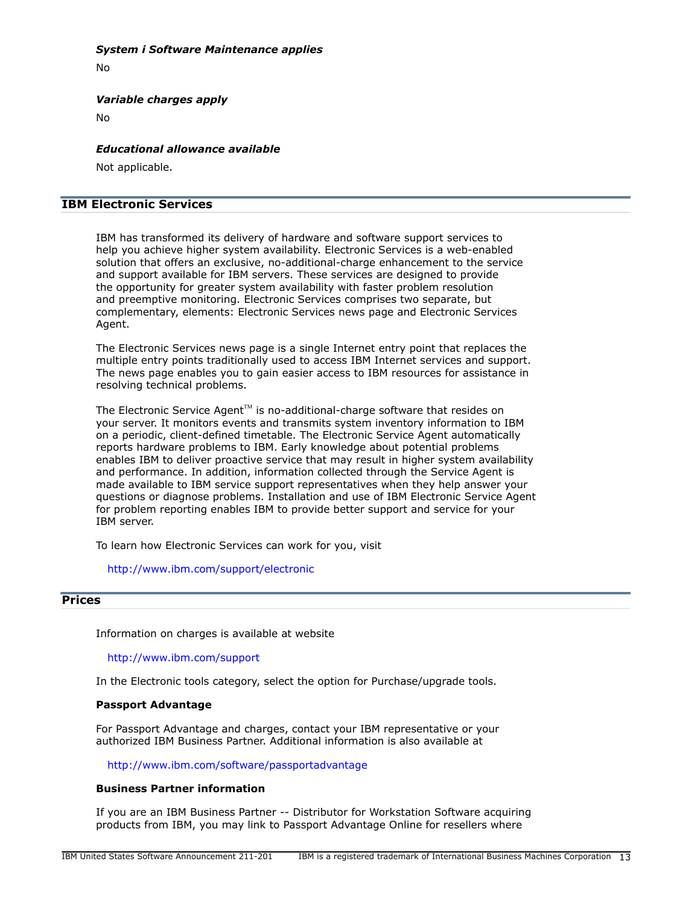***System i Software Maintenance applies***

No

***Variable charges apply***

No

***Educational allowance available***

Not applicable.

## IBM Electronic Services

IBM has transformed its delivery of hardware and software support services to help you achieve higher system availability. Electronic Services is a web-enabled solution that offers an exclusive, no-additional-charge enhancement to the service and support available for IBM servers. These services are designed to provide the opportunity for greater system availability with faster problem resolution and preemptive monitoring. Electronic Services comprises two separate, but complementary, elements: Electronic Services news page and Electronic Services Agent.

The Electronic Services news page is a single Internet entry point that replaces the multiple entry points traditionally used to access IBM Internet services and support. The news page enables you to gain easier access to IBM resources for assistance in resolving technical problems.

The Electronic Service Agent™ is no-additional-charge software that resides on your server. It monitors events and transmits system inventory information to IBM on a periodic, client-defined timetable. The Electronic Service Agent automatically reports hardware problems to IBM. Early knowledge about potential problems enables IBM to deliver proactive service that may result in higher system availability and performance. In addition, information collected through the Service Agent is made available to IBM service support representatives when they help answer your questions or diagnose problems. Installation and use of IBM Electronic Service Agent for problem reporting enables IBM to provide better support and service for your IBM server.

To learn how Electronic Services can work for you, visit

http://www.ibm.com/support/electronic

## Prices

Information on charges is available at website

http://www.ibm.com/support

In the Electronic tools category, select the option for Purchase/upgrade tools.

**Passport Advantage**

For Passport Advantage and charges, contact your IBM representative or your authorized IBM Business Partner. Additional information is also available at

http://www.ibm.com/software/passportadvantage

**Business Partner information**

If you are an IBM Business Partner -- Distributor for Workstation Software acquiring products from IBM, you may link to Passport Advantage Online for resellers where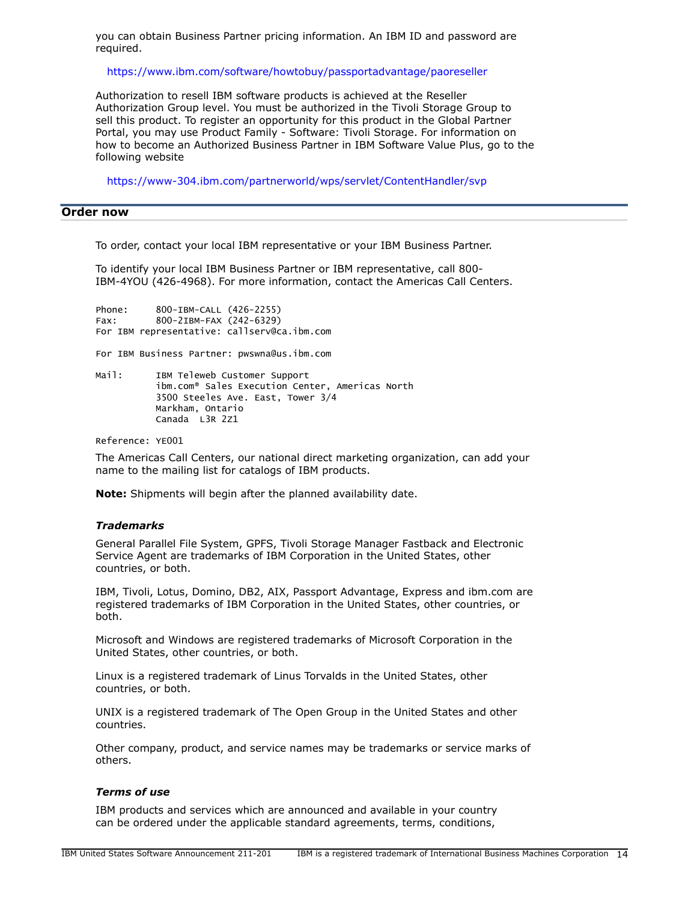you can obtain Business Partner pricing information. An IBM ID and password are required.

https://www.ibm.com/software/howtobuy/passportadvantage/paoreseller

Authorization to resell IBM software products is achieved at the Reseller Authorization Group level. You must be authorized in the Tivoli Storage Group to sell this product. To register an opportunity for this product in the Global Partner Portal, you may use Product Family - Software: Tivoli Storage. For information on how to become an Authorized Business Partner in IBM Software Value Plus, go to the following website

https://www-304.ibm.com/partnerworld/wps/servlet/ContentHandler/svp

## Order now

To order, contact your local IBM representative or your IBM Business Partner.

To identify your local IBM Business Partner or IBM representative, call 800-IBM-4YOU (426-4968). For more information, contact the Americas Call Centers.

```
Phone:      800-IBM-CALL (426-2255)
Fax:        800-2IBM-FAX (242-6329)
For IBM representative: callserv@ca.ibm.com

For IBM Business Partner: pwswna@us.ibm.com

Mail:       IBM Teleweb Customer Support
            ibm.com® Sales Execution Center, Americas North
            3500 Steeles Ave. East, Tower 3/4
            Markham, Ontario
            Canada  L3R 2Z1

Reference: YE001
```

The Americas Call Centers, our national direct marketing organization, can add your name to the mailing list for catalogs of IBM products.

**Note:** Shipments will begin after the planned availability date.

### *Trademarks*

General Parallel File System, GPFS, Tivoli Storage Manager Fastback and Electronic Service Agent are trademarks of IBM Corporation in the United States, other countries, or both.

IBM, Tivoli, Lotus, Domino, DB2, AIX, Passport Advantage, Express and ibm.com are registered trademarks of IBM Corporation in the United States, other countries, or both.

Microsoft and Windows are registered trademarks of Microsoft Corporation in the United States, other countries, or both.

Linux is a registered trademark of Linus Torvalds in the United States, other countries, or both.

UNIX is a registered trademark of The Open Group in the United States and other countries.

Other company, product, and service names may be trademarks or service marks of others.

### *Terms of use*

IBM products and services which are announced and available in your country can be ordered under the applicable standard agreements, terms, conditions,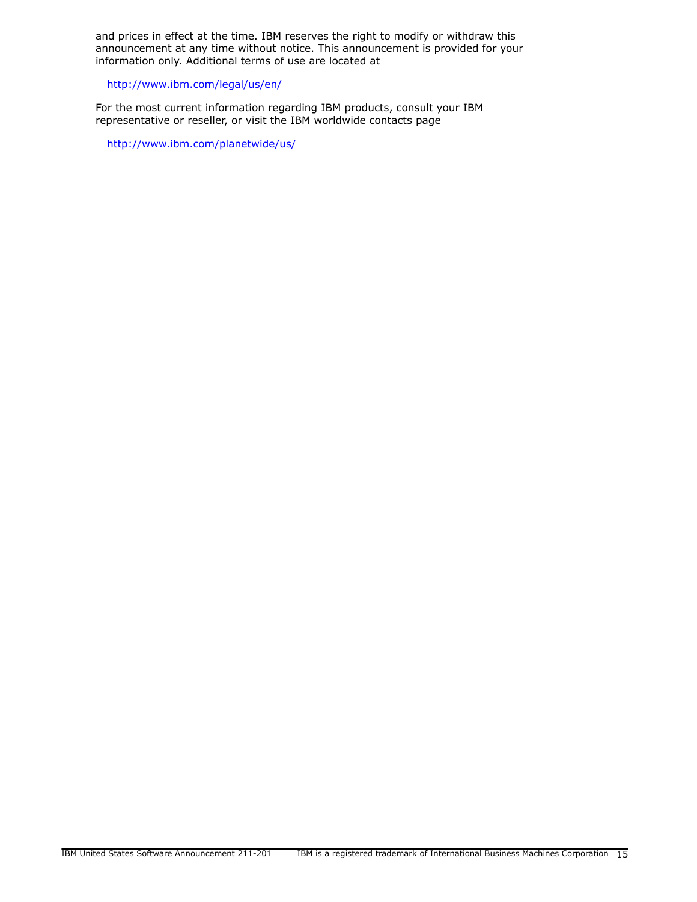and prices in effect at the time. IBM reserves the right to modify or withdraw this announcement at any time without notice. This announcement is provided for your information only. Additional terms of use are located at

http://www.ibm.com/legal/us/en/

For the most current information regarding IBM products, consult your IBM representative or reseller, or visit the IBM worldwide contacts page

http://www.ibm.com/planetwide/us/